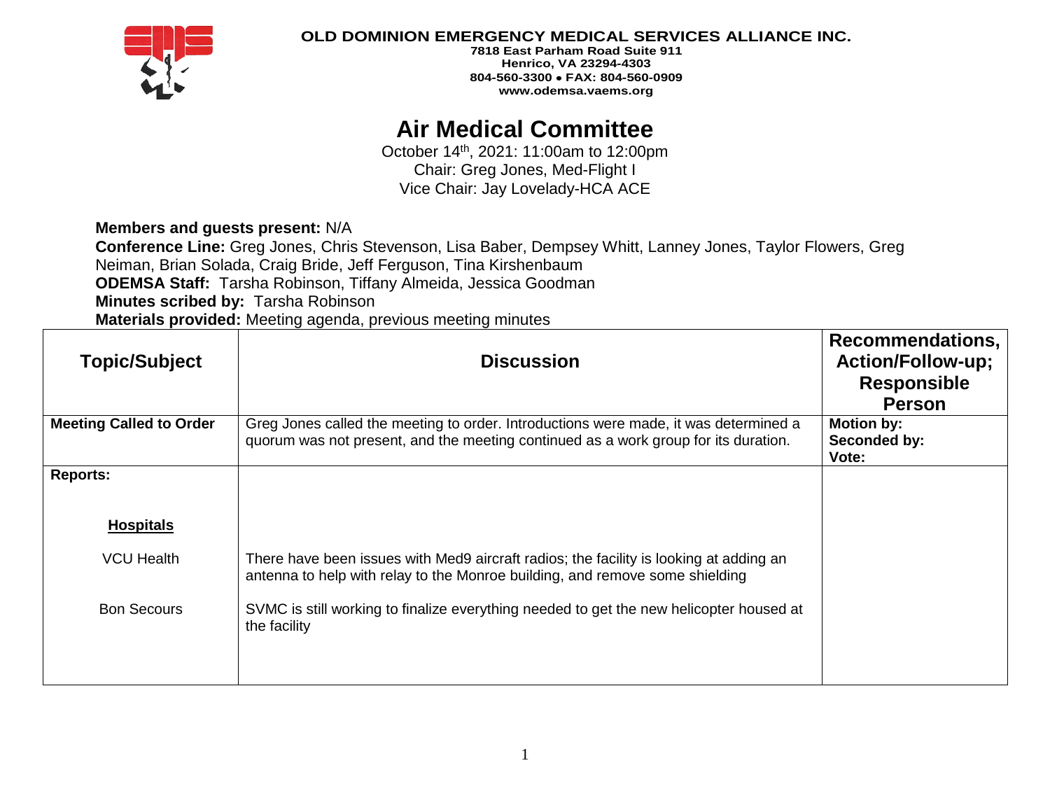**OLD DOMINION EMERGENCY MEDICAL SERVICES ALLIANCE INC.**
**7818 East Parham Road Suite 911**
**Henrico, VA 23294-4303**
**804-560-3300 • FAX: 804-560-0909**
**www.odemsa.vaems.org**

# Air Medical Committee

October 14th, 2021: 11:00am to 12:00pm
Chair: Greg Jones, Med-Flight I
Vice Chair: Jay Lovelady-HCA ACE

**Members and guests present:** N/A
**Conference Line:** Greg Jones, Chris Stevenson, Lisa Baber, Dempsey Whitt, Lanney Jones, Taylor Flowers, Greg Neiman, Brian Solada, Craig Bride, Jeff Ferguson, Tina Kirshenbaum
**ODEMSA Staff:** Tarsha Robinson, Tiffany Almeida, Jessica Goodman
**Minutes scribed by:** Tarsha Robinson
**Materials provided:** Meeting agenda, previous meeting minutes

| Topic/Subject | Discussion | Recommendations, Action/Follow-up; Responsible Person |
|---|---|---|
| **Meeting Called to Order** | Greg Jones called the meeting to order. Introductions were made, it was determined a quorum was not present, and the meeting continued as a work group for its duration. | **Motion by:** **Seconded by:** **Vote:** |
| **Reports:** | | |
| **Hospitals** | | |
| VCU Health | There have been issues with Med9 aircraft radios; the facility is looking at adding an antenna to help with relay to the Monroe building, and remove some shielding | |
| Bon Secours | SVMC is still working to finalize everything needed to get the new helicopter housed at the facility | |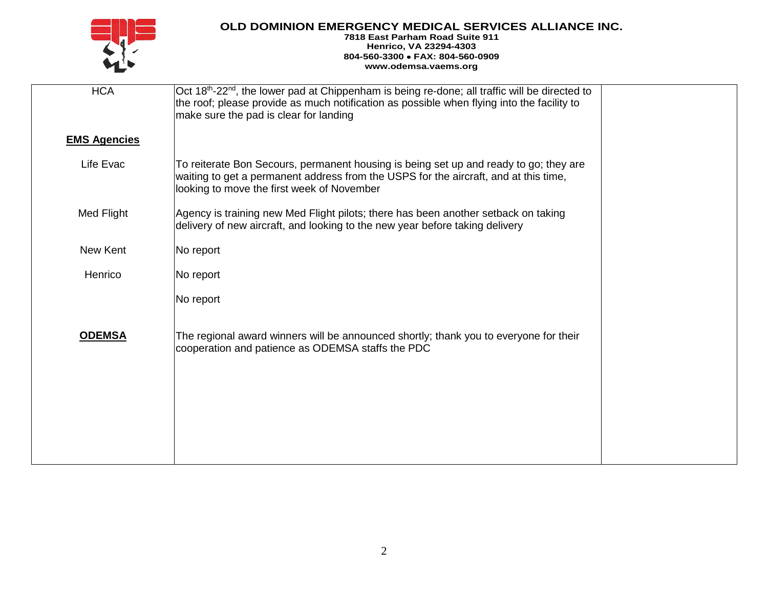**OLD DOMINION EMERGENCY MEDICAL SERVICES ALLIANCE INC.**
**7818 East Parham Road Suite 911**
**Henrico, VA 23294-4303**
**804-560-3300 • FAX: 804-560-0909**
**www.odemsa.vaems.org**

| | | |
|---|---|---|
| HCA | Oct 18th-22nd, the lower pad at Chippenham is being re-done; all traffic will be directed to the roof; please provide as much notification as possible when flying into the facility to make sure the pad is clear for landing | |
| **EMS Agencies** | | |
| Life Evac | To reiterate Bon Secours, permanent housing is being set up and ready to go; they are waiting to get a permanent address from the USPS for the aircraft, and at this time, looking to move the first week of November | |
| Med Flight | Agency is training new Med Flight pilots; there has been another setback on taking delivery of new aircraft, and looking to the new year before taking delivery | |
| New Kent | No report | |
| Henrico | No report | |
| | No report | |
| **ODEMSA** | The regional award winners will be announced shortly; thank you to everyone for their cooperation and patience as ODEMSA staffs the PDC | |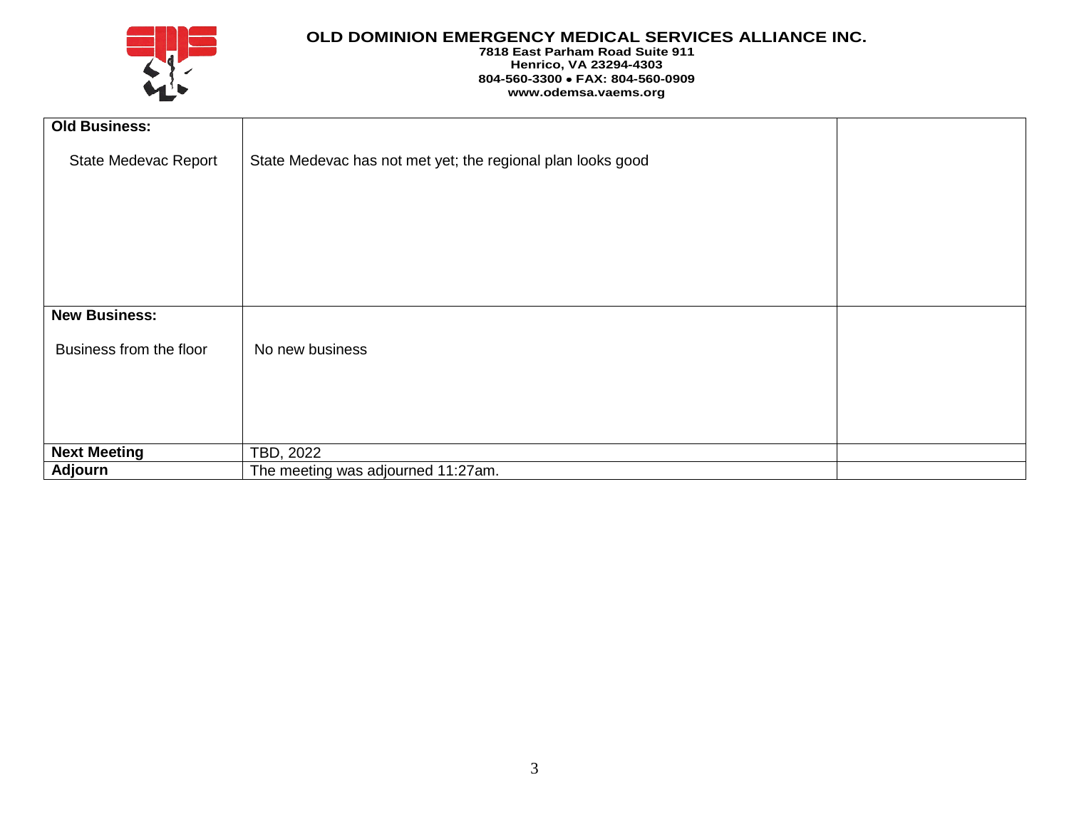**OLD DOMINION EMERGENCY MEDICAL SERVICES ALLIANCE INC.**
**7818 East Parham Road Suite 911**
**Henrico, VA 23294-4303**
**804-560-3300 • FAX: 804-560-0909**
**www.odemsa.vaems.org**

| | | |
|---|---|---|
| **Old Business:**<br><br>State Medevac Report | <br><br>State Medevac has not met yet; the regional plan looks good | |
| **New Business:**<br><br>Business from the floor | <br><br>No new business | |
| **Next Meeting** | TBD, 2022 | |
| **Adjourn** | The meeting was adjourned 11:27am. | |